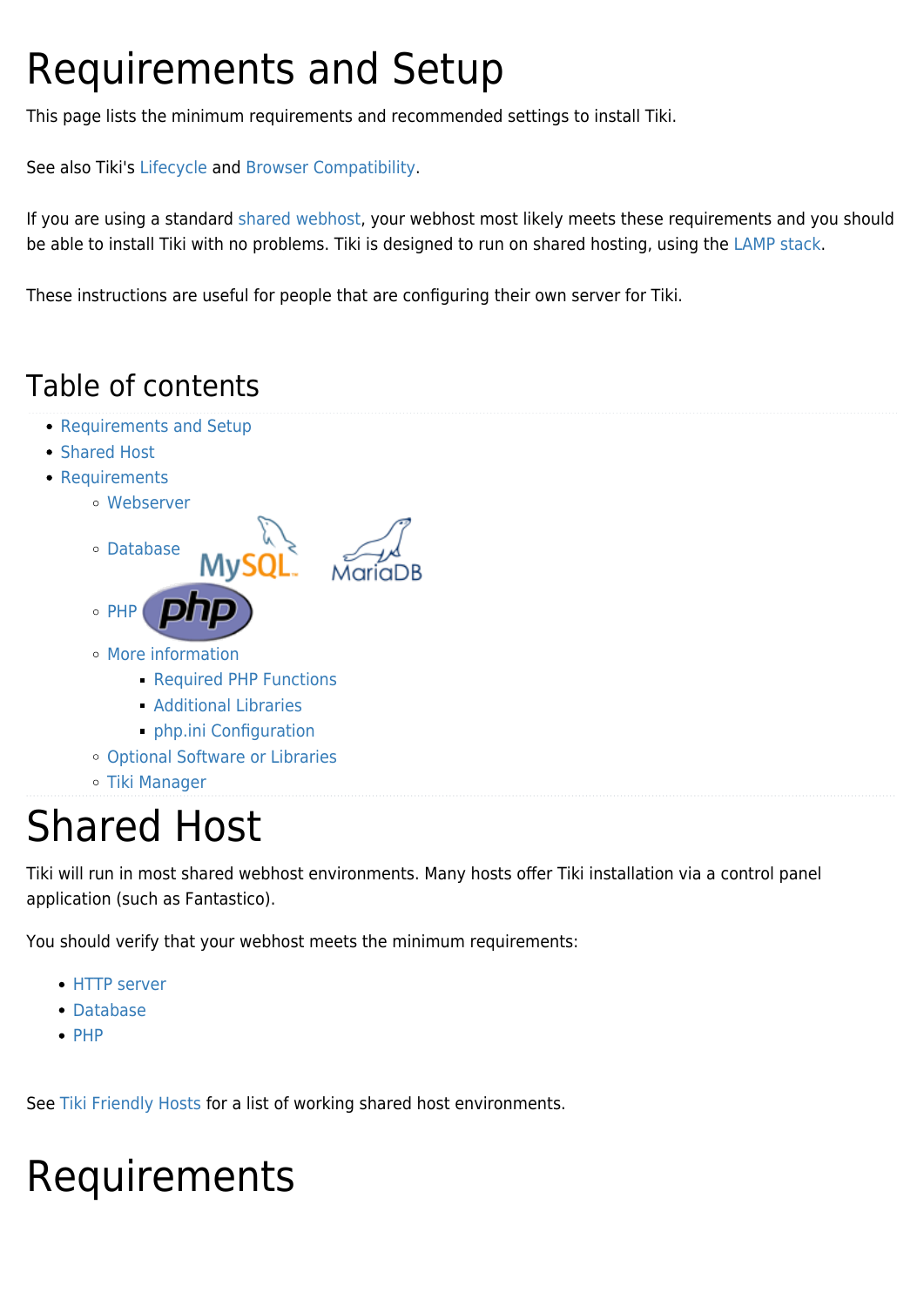# Requirements and Setup

This page lists the minimum requirements and recommended settings to install Tiki.

See also Tiki's Lifecycle and Browser Compatibility.

If you are using a standard shared webhost, your webhost most likely meets these requirements and you should be able to install Tiki with no problems. Tiki is designed to run on shared hosting, using the LAMP stack.

These instructions are useful for people that are configuring their own server for Tiki.

## Table of contents

- Requirements and Setup
- Shared Host
- Requirements
  - Webserver
  - Database
  - PHP
  - More information
    - Required PHP Functions
    - Additional Libraries
    - php.ini Configuration
  - Optional Software or Libraries
  - Tiki Manager

# Shared Host

Tiki will run in most shared webhost environments. Many hosts offer Tiki installation via a control panel application (such as Fantastico).

You should verify that your webhost meets the minimum requirements:

- HTTP server
- Database
- PHP

See Tiki Friendly Hosts for a list of working shared host environments.

# Requirements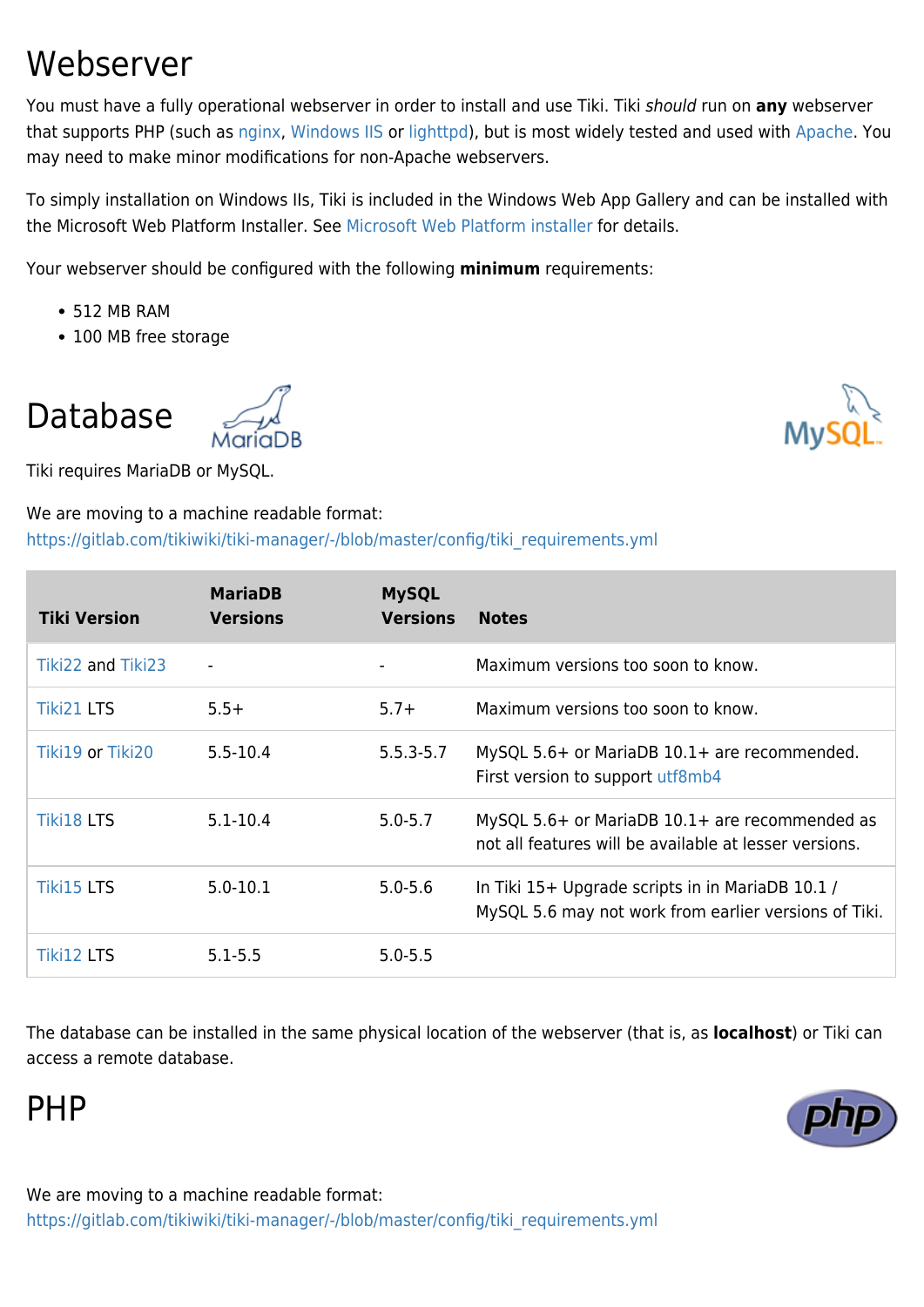# Webserver

You must have a fully operational webserver in order to install and use Tiki. Tiki *should* run on **any** webserver that supports PHP (such as nginx, Windows IIS or lighttpd), but is most widely tested and used with Apache. You may need to make minor modifications for non-Apache webservers.

To simply installation on Windows IIs, Tiki is included in the Windows Web App Gallery and can be installed with the Microsoft Web Platform Installer. See Microsoft Web Platform installer for details.

Your webserver should be configured with the following **minimum** requirements:

- 512 MB RAM
- 100 MB free storage

# Database

Tiki requires MariaDB or MySQL.

We are moving to a machine readable format:
https://gitlab.com/tikiwiki/tiki-manager/-/blob/master/config/tiki_requirements.yml

| Tiki Version | MariaDB Versions | MySQL Versions | Notes |
|---|---|---|---|
| Tiki22 and Tiki23 | - | - | Maximum versions too soon to know. |
| Tiki21 LTS | 5.5+ | 5.7+ | Maximum versions too soon to know. |
| Tiki19 or Tiki20 | 5.5-10.4 | 5.5.3-5.7 | MySQL 5.6+ or MariaDB 10.1+ are recommended. First version to support utf8mb4 |
| Tiki18 LTS | 5.1-10.4 | 5.0-5.7 | MySQL 5.6+ or MariaDB 10.1+ are recommended as not all features will be available at lesser versions. |
| Tiki15 LTS | 5.0-10.1 | 5.0-5.6 | In Tiki 15+ Upgrade scripts in in MariaDB 10.1 / MySQL 5.6 may not work from earlier versions of Tiki. |
| Tiki12 LTS | 5.1-5.5 | 5.0-5.5 | |

The database can be installed in the same physical location of the webserver (that is, as **localhost**) or Tiki can access a remote database.

# PHP

We are moving to a machine readable format:
https://gitlab.com/tikiwiki/tiki-manager/-/blob/master/config/tiki_requirements.yml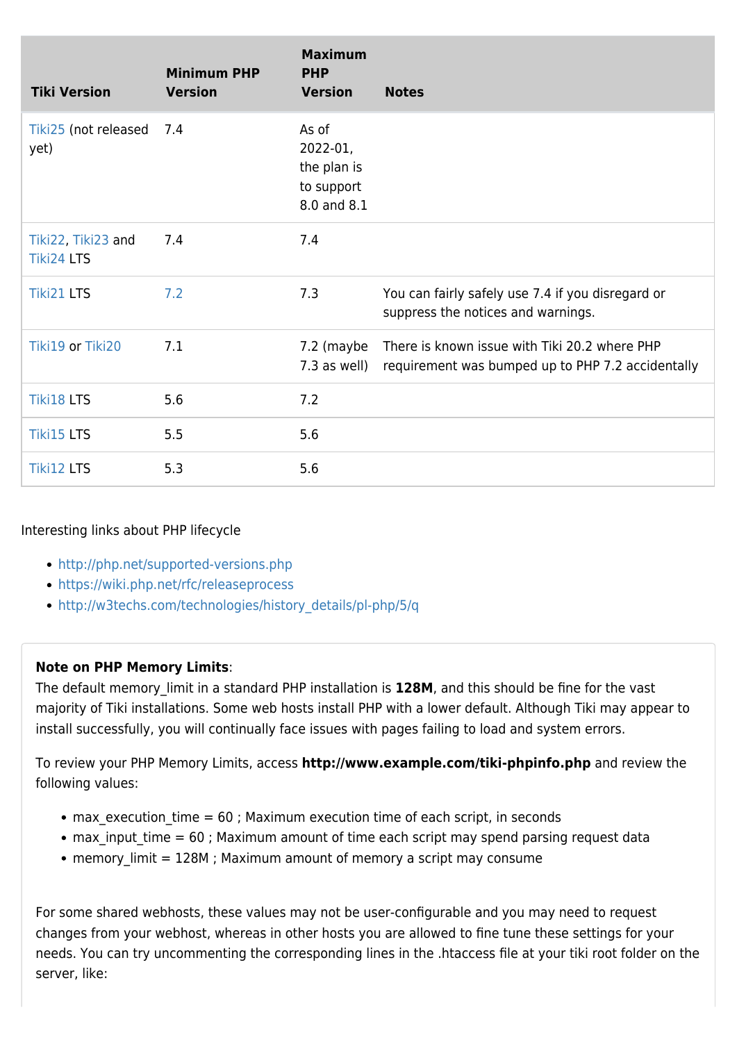| Tiki Version | Minimum PHP Version | Maximum PHP Version | Notes |
|---|---|---|---|
| Tiki25 (not released yet) | 7.4 | As of 2022-01, the plan is to support 8.0 and 8.1 | |
| Tiki22, Tiki23 and Tiki24 LTS | 7.4 | 7.4 | |
| Tiki21 LTS | 7.2 | 7.3 | You can fairly safely use 7.4 if you disregard or suppress the notices and warnings. |
| Tiki19 or Tiki20 | 7.1 | 7.2 (maybe 7.3 as well) | There is known issue with Tiki 20.2 where PHP requirement was bumped up to PHP 7.2 accidentally |
| Tiki18 LTS | 5.6 | 7.2 | |
| Tiki15 LTS | 5.5 | 5.6 | |
| Tiki12 LTS | 5.3 | 5.6 | |

Interesting links about PHP lifecycle

- http://php.net/supported-versions.php
- https://wiki.php.net/rfc/releaseprocess
- http://w3techs.com/technologies/history_details/pl-php/5/q

**Note on PHP Memory Limits**:
The default memory_limit in a standard PHP installation is **128M**, and this should be fine for the vast majority of Tiki installations. Some web hosts install PHP with a lower default. Although Tiki may appear to install successfully, you will continually face issues with pages failing to load and system errors.

To review your PHP Memory Limits, access **http://www.example.com/tiki-phpinfo.php** and review the following values:

- max_execution_time = 60 ; Maximum execution time of each script, in seconds
- max_input_time = 60 ; Maximum amount of time each script may spend parsing request data
- memory_limit = 128M ; Maximum amount of memory a script may consume

For some shared webhosts, these values may not be user-configurable and you may need to request changes from your webhost, whereas in other hosts you are allowed to fine tune these settings for your needs. You can try uncommenting the corresponding lines in the .htaccess file at your tiki root folder on the server, like: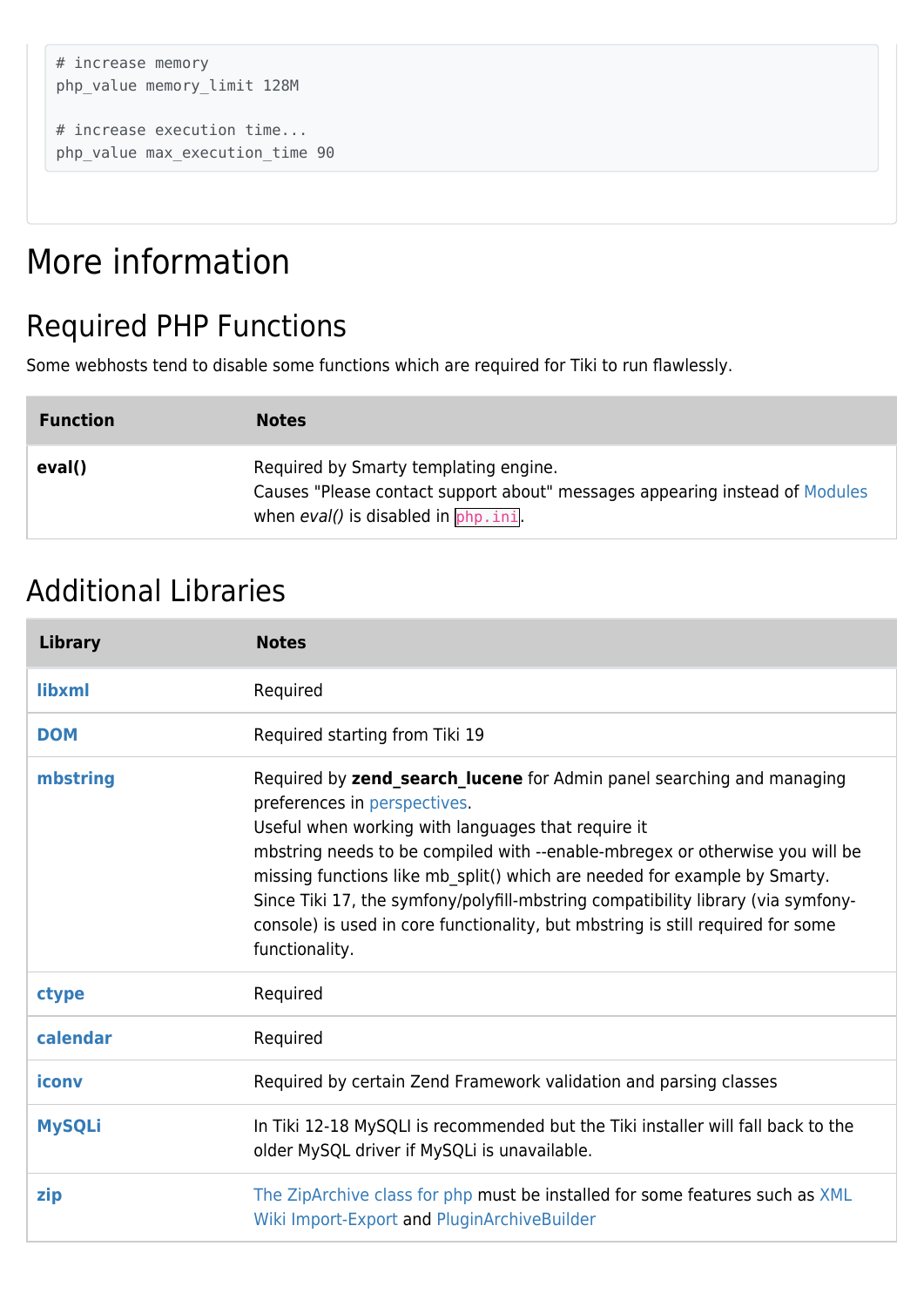```
# increase memory
php_value memory_limit 128M

# increase execution time...
php_value max_execution_time 90
```

# More information

## Required PHP Functions

Some webhosts tend to disable some functions which are required for Tiki to run flawlessly.

| Function | Notes |
| --- | --- |
| **eval()** | Required by Smarty templating engine.<br>Causes "Please contact support about" messages appearing instead of Modules when *eval()* is disabled in `php.ini`. |

## Additional Libraries

| Library | Notes |
| --- | --- |
| **libxml** | Required |
| **DOM** | Required starting from Tiki 19 |
| **mbstring** | Required by **zend_search_lucene** for Admin panel searching and managing preferences in perspectives.<br>Useful when working with languages that require it<br>mbstring needs to be compiled with --enable-mbregex or otherwise you will be missing functions like mb_split() which are needed for example by Smarty.<br>Since Tiki 17, the symfony/polyfill-mbstring compatibility library (via symfony-console) is used in core functionality, but mbstring is still required for some functionality. |
| **ctype** | Required |
| **calendar** | Required |
| **iconv** | Required by certain Zend Framework validation and parsing classes |
| **MySQLi** | In Tiki 12-18 MySQLI is recommended but the Tiki installer will fall back to the older MySQL driver if MySQLi is unavailable. |
| **zip** | The ZipArchive class for php must be installed for some features such as XML Wiki Import-Export and PluginArchiveBuilder |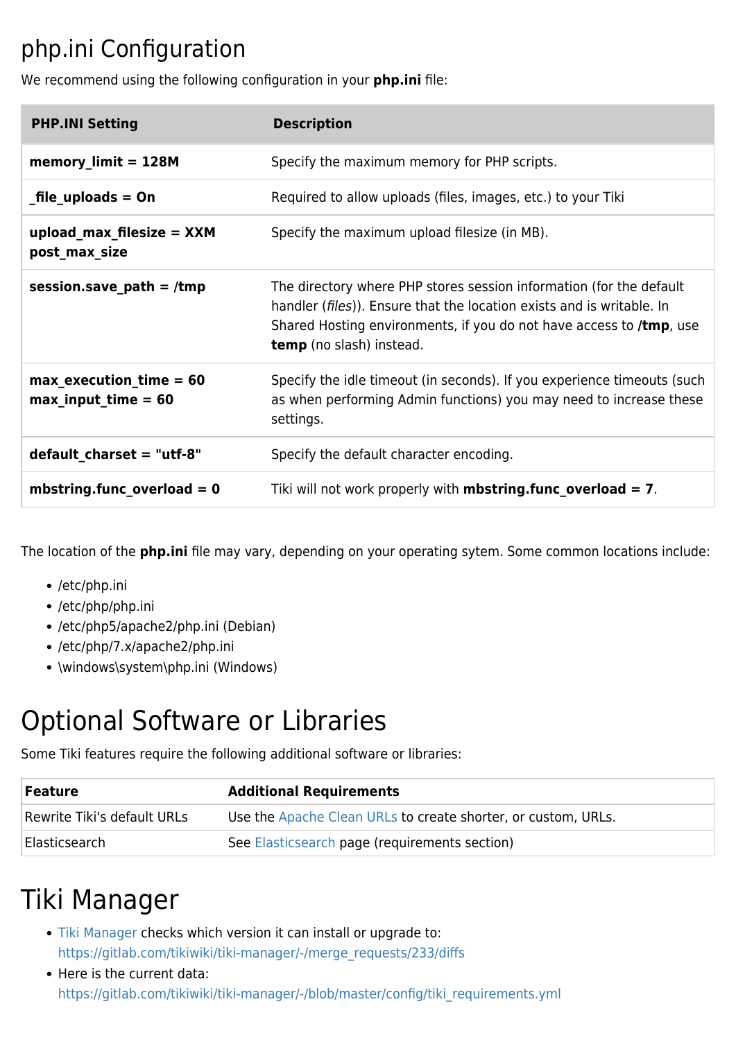## php.ini Configuration

We recommend using the following configuration in your **php.ini** file:

| PHP.INI Setting | Description |
|---|---|
| **memory_limit = 128M** | Specify the maximum memory for PHP scripts. |
| **_file_uploads = On** | Required to allow uploads (files, images, etc.) to your Tiki |
| **upload_max_filesize = XXM post_max_size** | Specify the maximum upload filesize (in MB). |
| **session.save_path = /tmp** | The directory where PHP stores session information (for the default handler (*files*)). Ensure that the location exists and is writable. In Shared Hosting environments, if you do not have access to **/tmp**, use **temp** (no slash) instead. |
| **max_execution_time = 60 max_input_time = 60** | Specify the idle timeout (in seconds). If you experience timeouts (such as when performing Admin functions) you may need to increase these settings. |
| **default_charset = "utf-8"** | Specify the default character encoding. |
| **mbstring.func_overload = 0** | Tiki will not work properly with **mbstring.func_overload = 7**. |

The location of the **php.ini** file may vary, depending on your operating sytem. Some common locations include:

- /etc/php.ini
- /etc/php/php.ini
- /etc/php5/apache2/php.ini (Debian)
- /etc/php/7.x/apache2/php.ini
- \windows\system\php.ini (Windows)

# Optional Software or Libraries

Some Tiki features require the following additional software or libraries:

| Feature | Additional Requirements |
|---|---|
| Rewrite Tiki's default URLs | Use the Apache Clean URLs to create shorter, or custom, URLs. |
| Elasticsearch | See Elasticsearch page (requirements section) |

# Tiki Manager

- Tiki Manager checks which version it can install or upgrade to: https://gitlab.com/tikiwiki/tiki-manager/-/merge_requests/233/diffs
- Here is the current data: https://gitlab.com/tikiwiki/tiki-manager/-/blob/master/config/tiki_requirements.yml